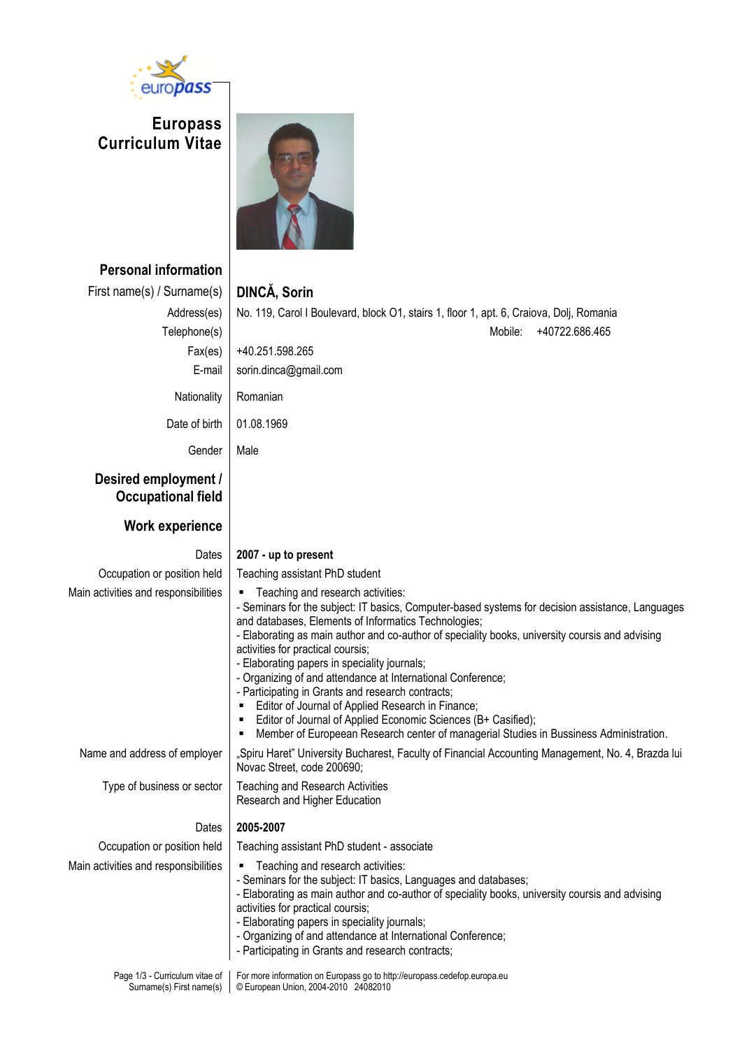# Europass Curriculum Vitae

## Personal information

| | |
|---|---|
| First name(s) / Surname(s) | **DINCĂ, Sorin** |
| Address(es) | No. 119, Carol I Boulevard, block O1, stairs 1, floor 1, apt. 6, Craiova, Dolj, Romania |
| Telephone(s) | Mobile: +40722.686.465 |
| Fax(es) | +40.251.598.265 |
| E-mail | sorin.dinca@gmail.com |
| Nationality | Romanian |
| Date of birth | 01.08.1969 |
| Gender | Male |

## Desired employment / Occupational field

## Work experience

**Dates:** **2007 - up to present**

**Occupation or position held:** Teaching assistant PhD student

**Main activities and responsibilities:**

- Teaching and research activities:

- Seminars for the subject: IT basics, Computer-based systems for decision assistance, Languages and databases, Elements of Informatics Technologies;
- Elaborating as main author and co-author of speciality books, university coursis and advising activities for practical coursis;
- Elaborating papers in speciality journals;
- Organizing of and attendance at International Conference;
- Participating in Grants and research contracts;

- Editor of Journal of Applied Research in Finance;
- Editor of Journal of Applied Economic Sciences (B+ Casified);
- Member of Europeean Research center of managerial Studies in Bussiness Administration.

**Name and address of employer:** „Spiru Haret" University Bucharest, Faculty of Financial Accounting Management, No. 4, Brazda lui Novac Street, code 200690;

**Type of business or sector:** Teaching and Research Activities
Research and Higher Education

**Dates:** **2005-2007**

**Occupation or position held:** Teaching assistant PhD student - associate

**Main activities and responsibilities:**

- Teaching and research activities:

- Seminars for the subject: IT basics, Languages and databases;
- Elaborating as main author and co-author of speciality books, university coursis and advising activities for practical coursis;
- Elaborating papers in speciality journals;
- Organizing of and attendance at International Conference;
- Participating in Grants and research contracts;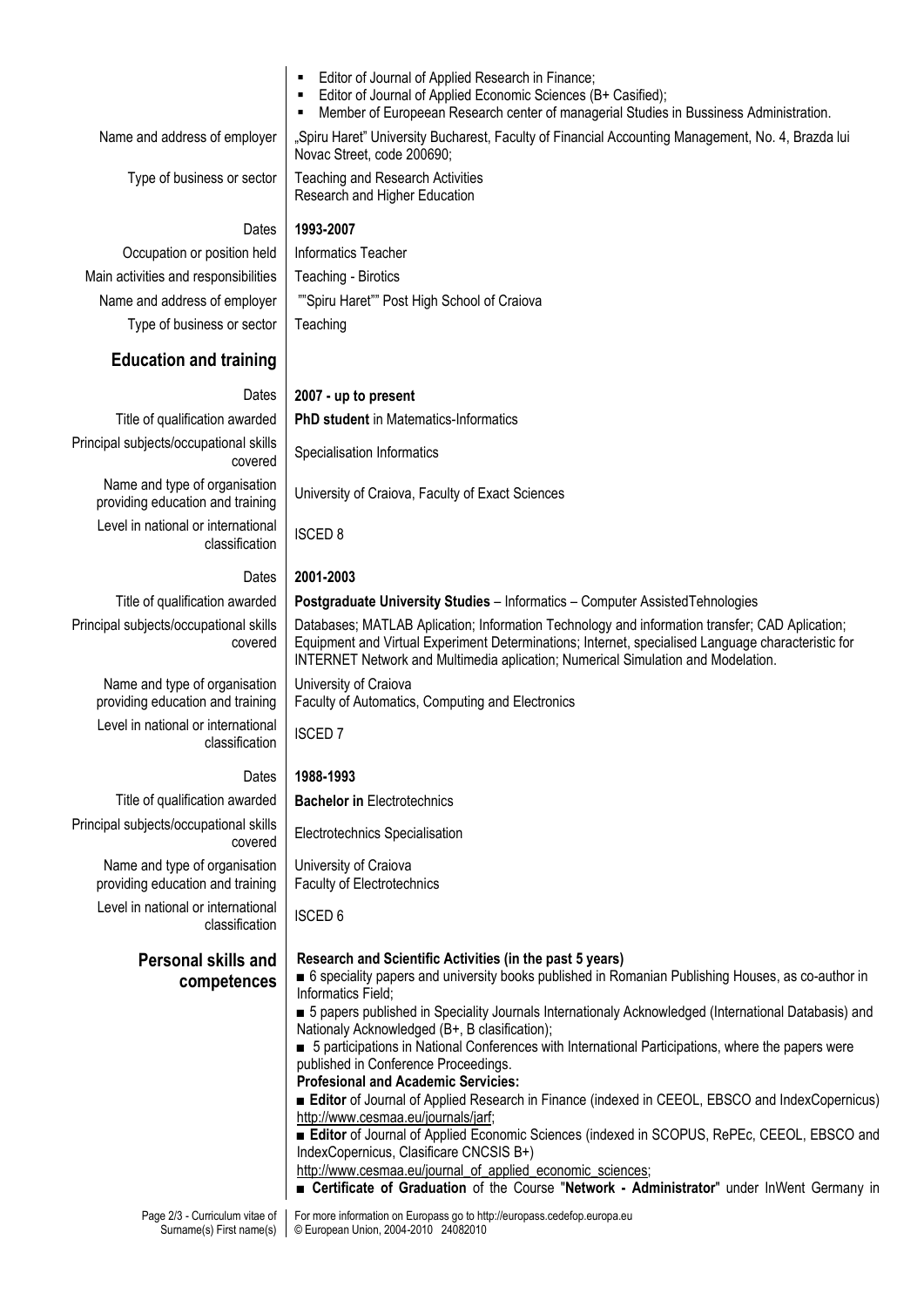- Editor of Journal of Applied Research in Finance;
- Editor of Journal of Applied Economic Sciences (B+ Casified);
- Member of Europeean Research center of managerial Studies in Bussiness Administration.

| | |
|---|---|
| Name and address of employer | „Spiru Haret" University Bucharest, Faculty of Financial Accounting Management, No. 4, Brazda lui Novac Street, code 200690; |
| Type of business or sector | Teaching and Research Activities<br>Research and Higher Education |
| Dates | **1993-2007** |
| Occupation or position held | Informatics Teacher |
| Main activities and responsibilities | Teaching - Birotics |
| Name and address of employer | ""Spiru Haret"" Post High School of Craiova |
| Type of business or sector | Teaching |

## Education and training

| | |
|---|---|
| Dates | **2007 - up to present** |
| Title of qualification awarded | **PhD student** in Matematics-Informatics |
| Principal subjects/occupational skills covered | Specialisation Informatics |
| Name and type of organisation providing education and training | University of Craiova, Faculty of Exact Sciences |
| Level in national or international classification | ISCED 8 |
| Dates | **2001-2003** |
| Title of qualification awarded | **Postgraduate University Studies** – Informatics – Computer AssistedTehnologies |
| Principal subjects/occupational skills covered | Databases; MATLAB Aplication; Information Technology and information transfer; CAD Aplication; Equipment and Virtual Experiment Determinations; Internet, specialised Language characteristic for INTERNET Network and Multimedia aplication; Numerical Simulation and Modelation. |
| Name and type of organisation providing education and training | University of Craiova<br>Faculty of Automatics, Computing and Electronics |
| Level in national or international classification | ISCED 7 |
| Dates | **1988-1993** |
| Title of qualification awarded | **Bachelor in** Electrotechnics |
| Principal subjects/occupational skills covered | Electrotechnics Specialisation |
| Name and type of organisation providing education and training | University of Craiova<br>Faculty of Electrotechnics |
| Level in national or international classification | ISCED 6 |

## Personal skills and competences

**Research and Scientific Activities (in the past 5 years)**

■ 6 speciality papers and university books published in Romanian Publishing Houses, as co-author in Informatics Field;

■ 5 papers published in Speciality Journals Internationaly Acknowledged (International Databasis) and Nationaly Acknowledged (B+, B clasification);

■ 5 participations in National Conferences with International Participations, where the papers were published in Conference Proceedings.

**Profesional and Academic Servicies:**

■ **Editor** of Journal of Applied Research in Finance (indexed in CEEOL, EBSCO and IndexCopernicus) http://www.cesmaa.eu/journals/jarf;

■ **Editor** of Journal of Applied Economic Sciences (indexed in SCOPUS, RePEc, CEEOL, EBSCO and IndexCopernicus, Clasificare CNCSIS B+)
http://www.cesmaa.eu/journal_of_applied_economic_sciences;

■ **Certificate of Graduation** of the Course "**Network - Administrator**" under InWent Germany in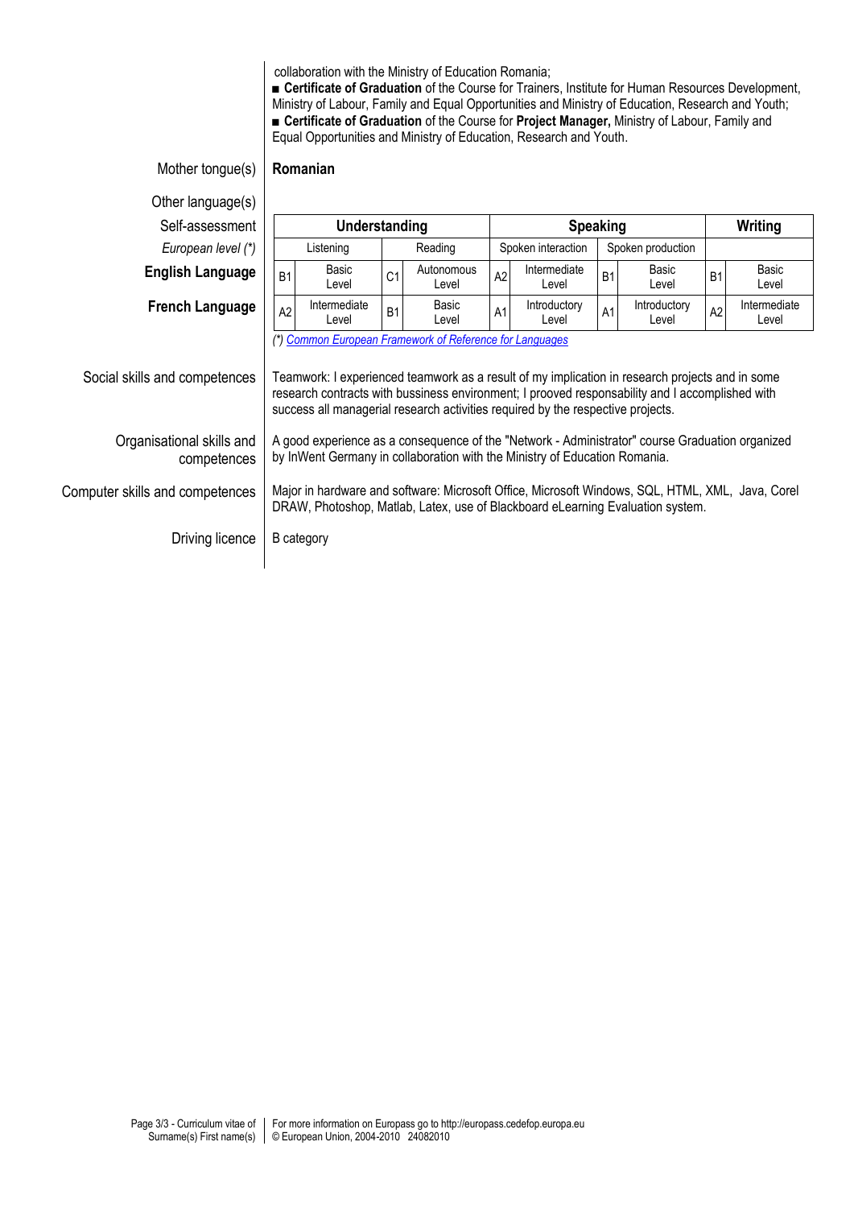collaboration with the Ministry of Education Romania;

■ **Certificate of Graduation** of the Course for Trainers, Institute for Human Resources Development, Ministry of Labour, Family and Equal Opportunities and Ministry of Education, Research and Youth;

■ **Certificate of Graduation** of the Course for **Project Manager,** Ministry of Labour, Family and Equal Opportunities and Ministry of Education, Research and Youth.

**Mother tongue(s)** **Romanian**

**Other language(s)**

| Self-assessment | Understanding | | | | Speaking | | | | Writing | |
|---|---|---|---|---|---|---|---|---|---|---|
| *European level (\*)* | Listening | | Reading | | Spoken interaction | | Spoken production | | | |
| **English Language** | B1 | Basic Level | C1 | Autonomous Level | A2 | Intermediate Level | B1 | Basic Level | B1 | Basic Level |
| **French Language** | A2 | Intermediate Level | B1 | Basic Level | A1 | Introductory Level | A1 | Introductory Level | A2 | Intermediate Level |

*(\*) Common European Framework of Reference for Languages*

**Social skills and competences**

Teamwork: I experienced teamwork as a result of my implication in research projects and in some research contracts with bussiness environment; I prooved responsability and I accomplished with success all managerial research activities required by the respective projects.

**Organisational skills and competences**

A good experience as a consequence of the "Network - Administrator" course Graduation organized by InWent Germany in collaboration with the Ministry of Education Romania.

**Computer skills and competences**

Major in hardware and software: Microsoft Office, Microsoft Windows, SQL, HTML, XML, Java, Corel DRAW, Photoshop, Matlab, Latex, use of Blackboard eLearning Evaluation system.

**Driving licence**

B category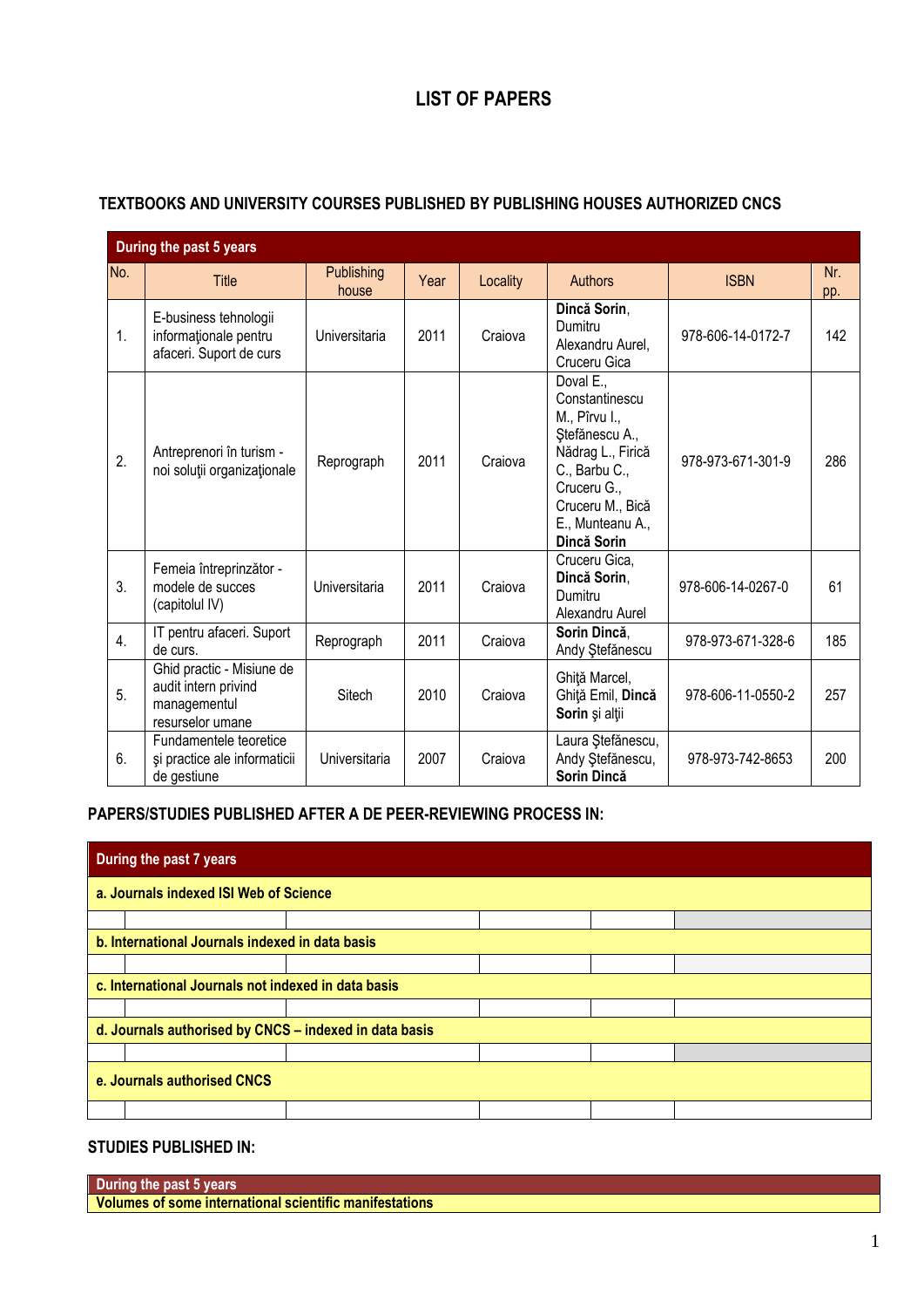# LIST OF PAPERS

## TEXTBOOKS AND UNIVERSITY COURSES PUBLISHED BY PUBLISHING HOUSES AUTHORIZED CNCS

| **During the past 5 years** | | | | | | | |
|---|---|---|---|---|---|---|---|
| No. | Title | Publishing house | Year | Locality | Authors | ISBN | Nr. pp. |
| 1. | E-business tehnologii informaţionale pentru afaceri. Suport de curs | Universitaria | 2011 | Craiova | **Dincă Sorin**, Dumitru Alexandru Aurel, Cruceru Gica | 978-606-14-0172-7 | 142 |
| 2. | Antreprenori în turism - noi soluţii organizaţionale | Reprograph | 2011 | Craiova | Doval E., Constantinescu M., Pîrvu I., Ştefănescu A., Nădrag L., Firică C., Barbu C., Cruceru G., Cruceru M., Bică E., Munteanu A., **Dincă Sorin** | 978-973-671-301-9 | 286 |
| 3. | Femeia întreprinzător - modele de succes (capitolul IV) | Universitaria | 2011 | Craiova | Cruceru Gica, **Dincă Sorin**, Dumitru Alexandru Aurel | 978-606-14-0267-0 | 61 |
| 4. | IT pentru afaceri. Suport de curs. | Reprograph | 2011 | Craiova | **Sorin Dincă**, Andy Ştefănescu | 978-973-671-328-6 | 185 |
| 5. | Ghid practic - Misiune de audit intern privind managementul resurselor umane | Sitech | 2010 | Craiova | Ghiţă Marcel, Ghiţă Emil, **Dincă Sorin** şi alţii | 978-606-11-0550-2 | 257 |
| 6. | Fundamentele teoretice şi practice ale informaticii de gestiune | Universitaria | 2007 | Craiova | Laura Ştefănescu, Andy Ştefănescu, **Sorin Dincă** | 978-973-742-8653 | 200 |

## PAPERS/STUDIES PUBLISHED AFTER A DE PEER-REVIEWING PROCESS IN:

| **During the past 7 years** | | | | | |
|---|---|---|---|---|---|
| **a. Journals indexed ISI Web of Science** | | | | | |
| | | | | | |
| **b. International Journals indexed in data basis** | | | | | |
| | | | | | |
| **c. International Journals not indexed in data basis** | | | | | |
| | | | | | |
| **d. Journals authorised by CNCS – indexed in data basis** | | | | | |
| | | | | | |
| **e. Journals authorised CNCS** | | | | | |
| | | | | | |

## STUDIES PUBLISHED IN:

| **During the past 5 years** |
|---|
| **Volumes of some international scientific manifestations** |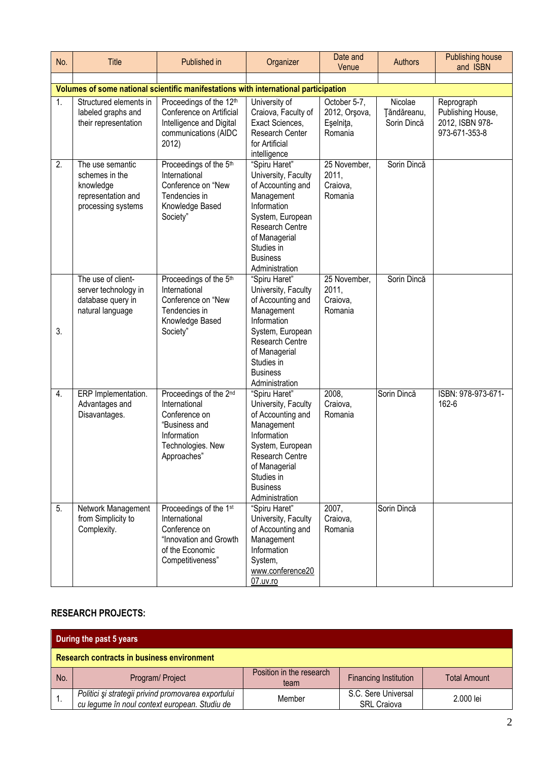| No. | Title | Published in | Organizer | Date and Venue | Authors | Publishing house and ISBN |
|---|---|---|---|---|---|---|
| | | | | | | |
| **Volumes of some national scientific manifestations with international participation** | | | | | | |
| 1. | Structured elements in labeled graphs and their representation | Proceedings of the 12th Conference on Artificial Intelligence and Digital communications (AIDC 2012) | University of Craiova, Faculty of Exact Sciences, Research Center for Artificial intelligence | October 5-7, 2012, Orşova, Eşelniţa, Romania | Nicolae Ţăndăreanu, Sorin Dincă | Reprograph Publishing House, 2012, ISBN 978-973-671-353-8 |
| 2. | The use semantic schemes in the knowledge representation and processing systems | Proceedings of the 5th International Conference on "New Tendencies in Knowledge Based Society" | "Spiru Haret" University, Faculty of Accounting and Management Information System, European Research Centre of Managerial Studies in Business Administration | 25 November, 2011, Craiova, Romania | Sorin Dincă | |
| 3. | The use of client-server technology in database query in natural language | Proceedings of the 5th International Conference on "New Tendencies in Knowledge Based Society" | "Spiru Haret" University, Faculty of Accounting and Management Information System, European Research Centre of Managerial Studies in Business Administration | 25 November, 2011, Craiova, Romania | Sorin Dincă | |
| 4. | ERP Implementation. Advantages and Disavantages. | Proceedings of the 2nd International Conference "Business and Information Technologies. New Approaches" | "Spiru Haret" University, Faculty of Accounting and Management Information System, European Research Centre of Managerial Studies in Business Administration | 2008, Craiova, Romania | Sorin Dincă | ISBN: 978-973-671-162-6 |
| 5. | Network Management from Simplicity to Complexity. | Proceedings of the 1st International Conference on "Innovation and Growth of the Economic Competitiveness" | "Spiru Haret" University, Faculty of Accounting and Management Information System, www.conference2007.uv.ro | 2007, Craiova, Romania | Sorin Dincă | |

## RESEARCH PROJECTS:

| **During the past 5 years** | | | | |
|---|---|---|---|---|
| **Research contracts in business environment** | | | | |
| No. | Program/ Project | Position in the research team | Financing Institution | Total Amount |
| 1. | *Politici şi strategii privind promovarea exportului cu legume în noul context european. Studiu de* | Member | S.C. Sere Universal SRL Craiova | 2.000 lei |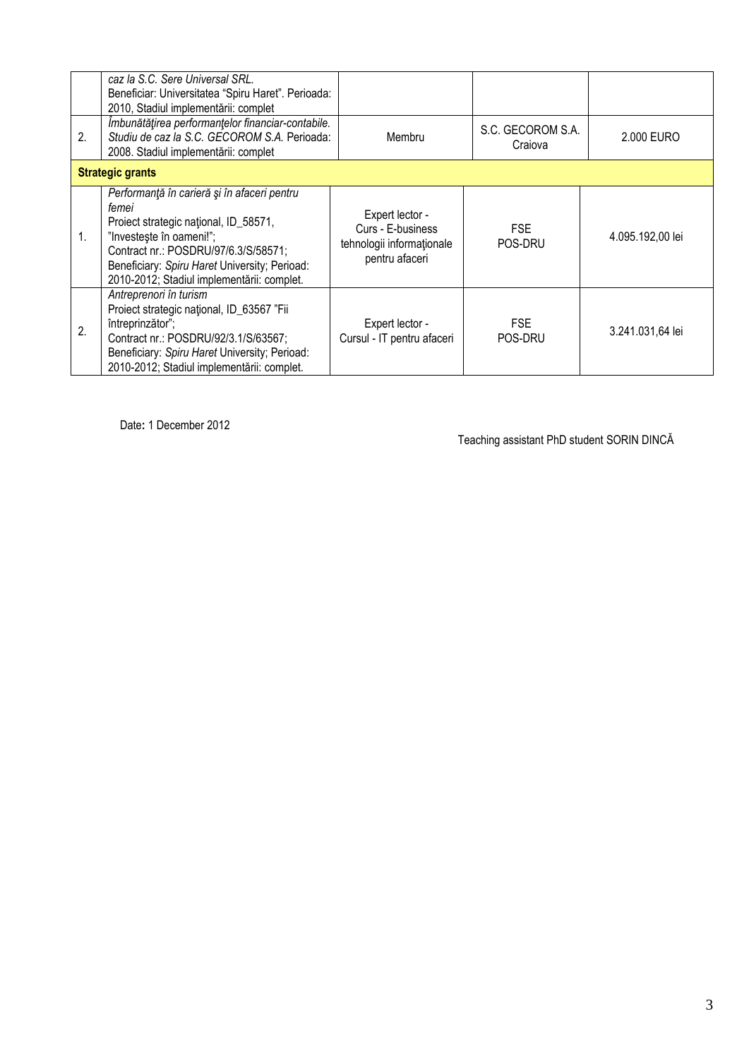| | | | | |
|---|---|---|---|---|
| | *caz la S.C. Sere Universal SRL.* Beneficiar: Universitatea "Spiru Haret". Perioada: 2010, Stadiul implementării: complet | | | |
| 2. | *Îmbunătăţirea performanţelor financiar-contabile. Studiu de caz la S.C. GECOROM S.A.* Perioada: 2008. Stadiul implementării: complet | Membru | S.C. GECOROM S.A. Craiova | 2.000 EURO |
| **Strategic grants** | | | | |
| 1. | *Performanţă în carieră şi în afaceri pentru femei* Proiect strategic naţional, ID_58571, "Investeşte în oameni!"; Contract nr.: POSDRU/97/6.3/S/58571; Beneficiary: *Spiru Haret* University; Perioad: 2010-2012; Stadiul implementării: complet. | Expert lector - Curs - E-business tehnologii informaţionale pentru afaceri | FSE POS-DRU | 4.095.192,00 lei |
| 2. | *Antreprenori în turism* Proiect strategic naţional, ID_63567 "Fii întreprinzător"; Contract nr.: POSDRU/92/3.1/S/63567; Beneficiary: *Spiru Haret* University; Perioad: 2010-2012; Stadiul implementării: complet. | Expert lector - Cursul - IT pentru afaceri | FSE POS-DRU | 3.241.031,64 lei |

Date**:** 1 December 2012

Teaching assistant PhD student SORIN DINCĂ